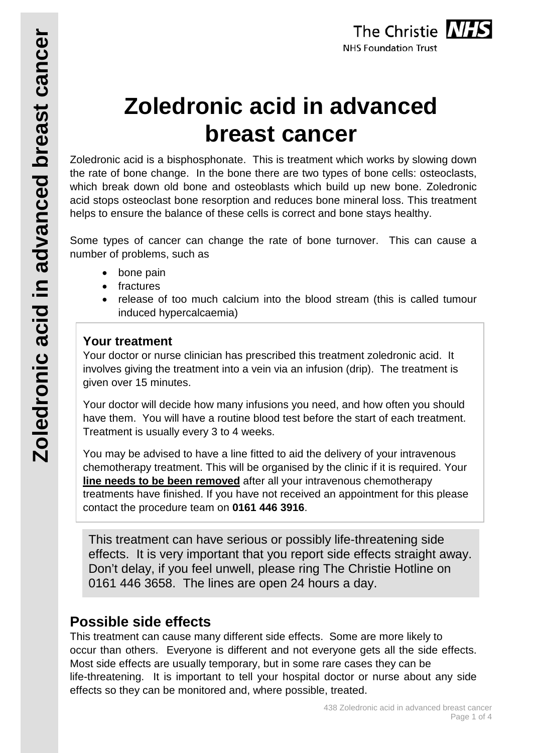# Zoledronic acid in advanced breast cancer

Zoledronic acid is a bisphosphonate. This is treatment which works by slowing down the rate of bone change. In the bone there are two types of bone cells: osteoclasts, which break down old bone and osteoblasts which build up new bone. Zoledronic acid stops osteoclast bone resorption and reduces bone mineral loss. This treatment helps to ensure the balance of these cells is correct and bone stays healthy.

Some types of cancer can change the rate of bone turnover. This can cause a number of problems, such as

- bone pain
- fractures
- release of too much calcium into the blood stream (this is called tumour induced hypercalcaemia)

### Your treatment

Your doctor or nurse clinician has prescribed this treatment zoledronic acid. It involves giving the treatment into a vein via an infusion (drip). The treatment is given over 15 minutes.

Your doctor will decide how many infusions you need, and how often you should have them. You will have a routine blood test before the start of each treatment. Treatment is usually every 3 to 4 weeks.

You may be advised to have a line fitted to aid the delivery of your intravenous chemotherapy treatment. This will be organised by the clinic if it is required. Your **line needs to be been removed** after all your intravenous chemotherapy treatments have finished. If you have not received an appointment for this please contact the procedure team on **0161 446 3916**.

This treatment can have serious or possibly life-threatening side effects. It is very important that you report side effects straight away. Don't delay, if you feel unwell, please ring The Christie Hotline on 0161 446 3658. The lines are open 24 hours a day.

## Possible side effects

This treatment can cause many different side effects. Some are more likely to occur than others. Everyone is different and not everyone gets all the side effects. Most side effects are usually temporary, but in some rare cases they can be life-threatening. It is important to tell your hospital doctor or nurse about any side effects so they can be monitored and, where possible, treated.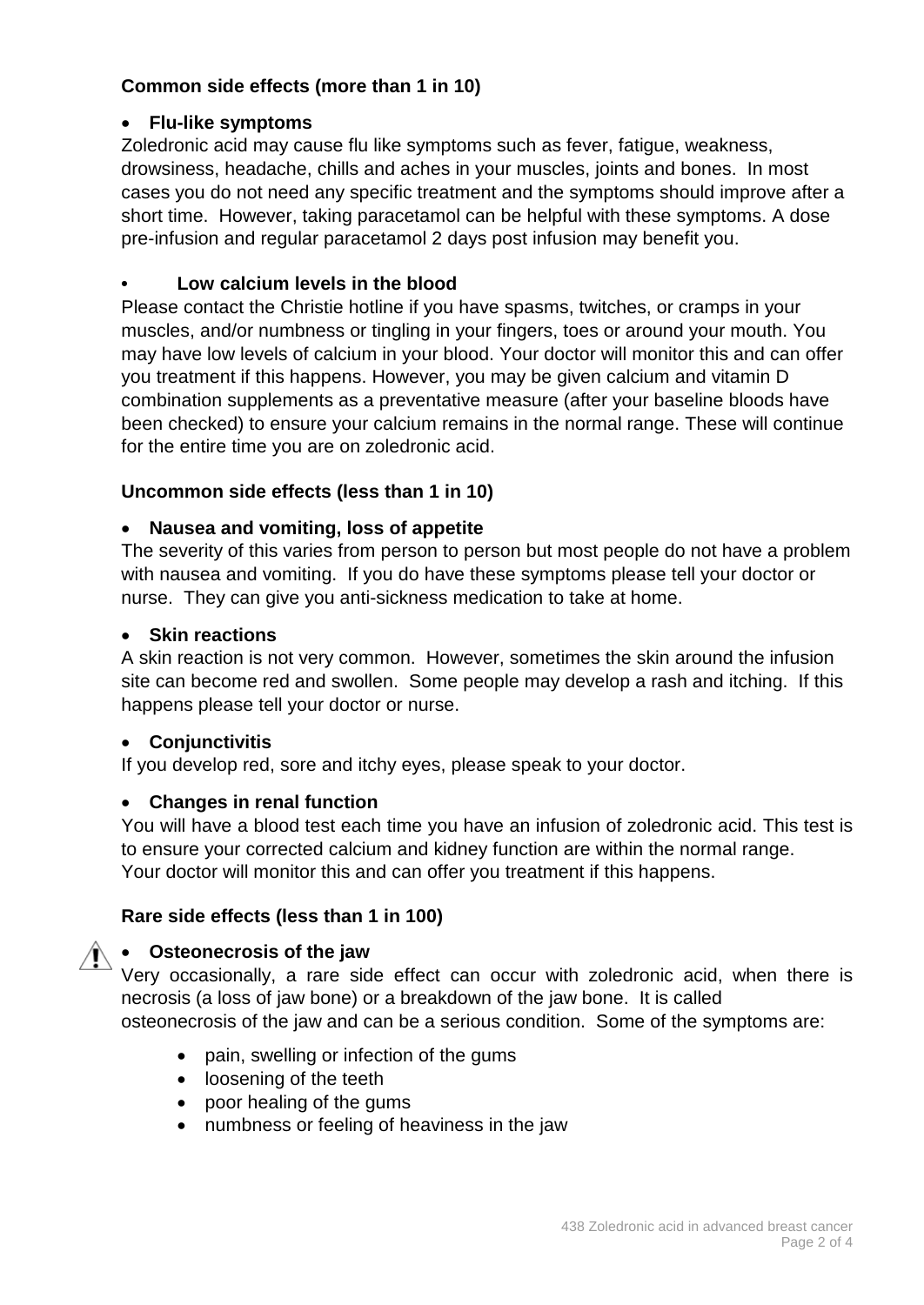**Common side effects (more than 1 in 10)**

- **Flu-like symptoms**

Zoledronic acid may cause flu like symptoms such as fever, fatigue, weakness, drowsiness, headache, chills and aches in your muscles, joints and bones. In most cases you do not need any specific treatment and the symptoms should improve after a short time. However, taking paracetamol can be helpful with these symptoms. A dose pre-infusion and regular paracetamol 2 days post infusion may benefit you.

- **Low calcium levels in the blood**

Please contact the Christie hotline if you have spasms, twitches, or cramps in your muscles, and/or numbness or tingling in your fingers, toes or around your mouth. You may have low levels of calcium in your blood. Your doctor will monitor this and can offer you treatment if this happens. However, you may be given calcium and vitamin D combination supplements as a preventative measure (after your baseline bloods have been checked) to ensure your calcium remains in the normal range. These will continue for the entire time you are on zoledronic acid.

**Uncommon side effects (less than 1 in 10)**

- **Nausea and vomiting, loss of appetite**

The severity of this varies from person to person but most people do not have a problem with nausea and vomiting. If you do have these symptoms please tell your doctor or nurse. They can give you anti-sickness medication to take at home.

- **Skin reactions**

A skin reaction is not very common. However, sometimes the skin around the infusion site can become red and swollen. Some people may develop a rash and itching. If this happens please tell your doctor or nurse.

- **Conjunctivitis**

If you develop red, sore and itchy eyes, please speak to your doctor.

- **Changes in renal function**

You will have a blood test each time you have an infusion of zoledronic acid. This test is to ensure your corrected calcium and kidney function are within the normal range. Your doctor will monitor this and can offer you treatment if this happens.

**Rare side effects (less than 1 in 100)**

- **Osteonecrosis of the jaw**

Very occasionally, a rare side effect can occur with zoledronic acid, when there is necrosis (a loss of jaw bone) or a breakdown of the jaw bone. It is called osteonecrosis of the jaw and can be a serious condition. Some of the symptoms are:

- pain, swelling or infection of the gums
- loosening of the teeth
- poor healing of the gums
- numbness or feeling of heaviness in the jaw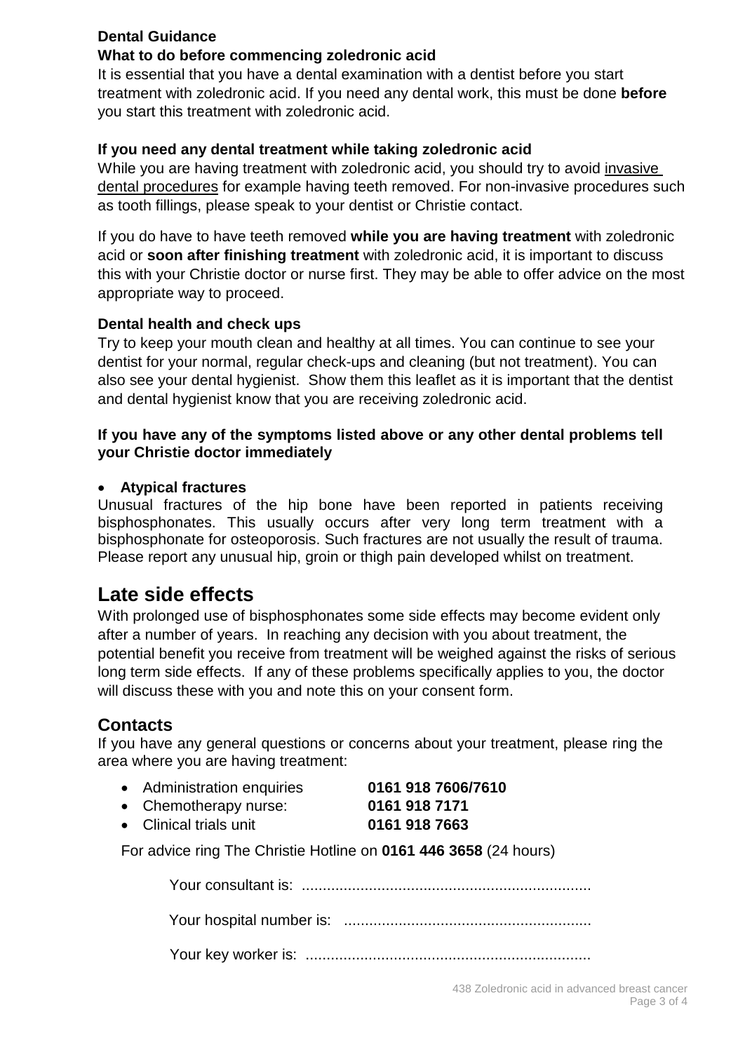**Dental Guidance**

**What to do before commencing zoledronic acid**

It is essential that you have a dental examination with a dentist before you start treatment with zoledronic acid. If you need any dental work, this must be done **before** you start this treatment with zoledronic acid.

**If you need any dental treatment while taking zoledronic acid**

While you are having treatment with zoledronic acid, you should try to avoid invasive dental procedures for example having teeth removed. For non-invasive procedures such as tooth fillings, please speak to your dentist or Christie contact.

If you do have to have teeth removed **while you are having treatment** with zoledronic acid or **soon after finishing treatment** with zoledronic acid, it is important to discuss this with your Christie doctor or nurse first. They may be able to offer advice on the most appropriate way to proceed.

**Dental health and check ups**

Try to keep your mouth clean and healthy at all times. You can continue to see your dentist for your normal, regular check-ups and cleaning (but not treatment). You can also see your dental hygienist. Show them this leaflet as it is important that the dentist and dental hygienist know that you are receiving zoledronic acid.

**If you have any of the symptoms listed above or any other dental problems tell your Christie doctor immediately**

- **Atypical fractures**

Unusual fractures of the hip bone have been reported in patients receiving bisphosphonates. This usually occurs after very long term treatment with a bisphosphonate for osteoporosis. Such fractures are not usually the result of trauma. Please report any unusual hip, groin or thigh pain developed whilst on treatment.

# Late side effects

With prolonged use of bisphosphonates some side effects may become evident only after a number of years. In reaching any decision with you about treatment, the potential benefit you receive from treatment will be weighed against the risks of serious long term side effects. If any of these problems specifically applies to you, the doctor will discuss these with you and note this on your consent form.

## Contacts

If you have any general questions or concerns about your treatment, please ring the area where you are having treatment:

- Administration enquiries **0161 918 7606/7610**
- Chemotherapy nurse: **0161 918 7171**
- Clinical trials unit **0161 918 7663**

For advice ring The Christie Hotline on **0161 446 3658** (24 hours)

Your consultant is: ....................................................................

Your hospital number is: ..........................................................

Your key worker is: ...................................................................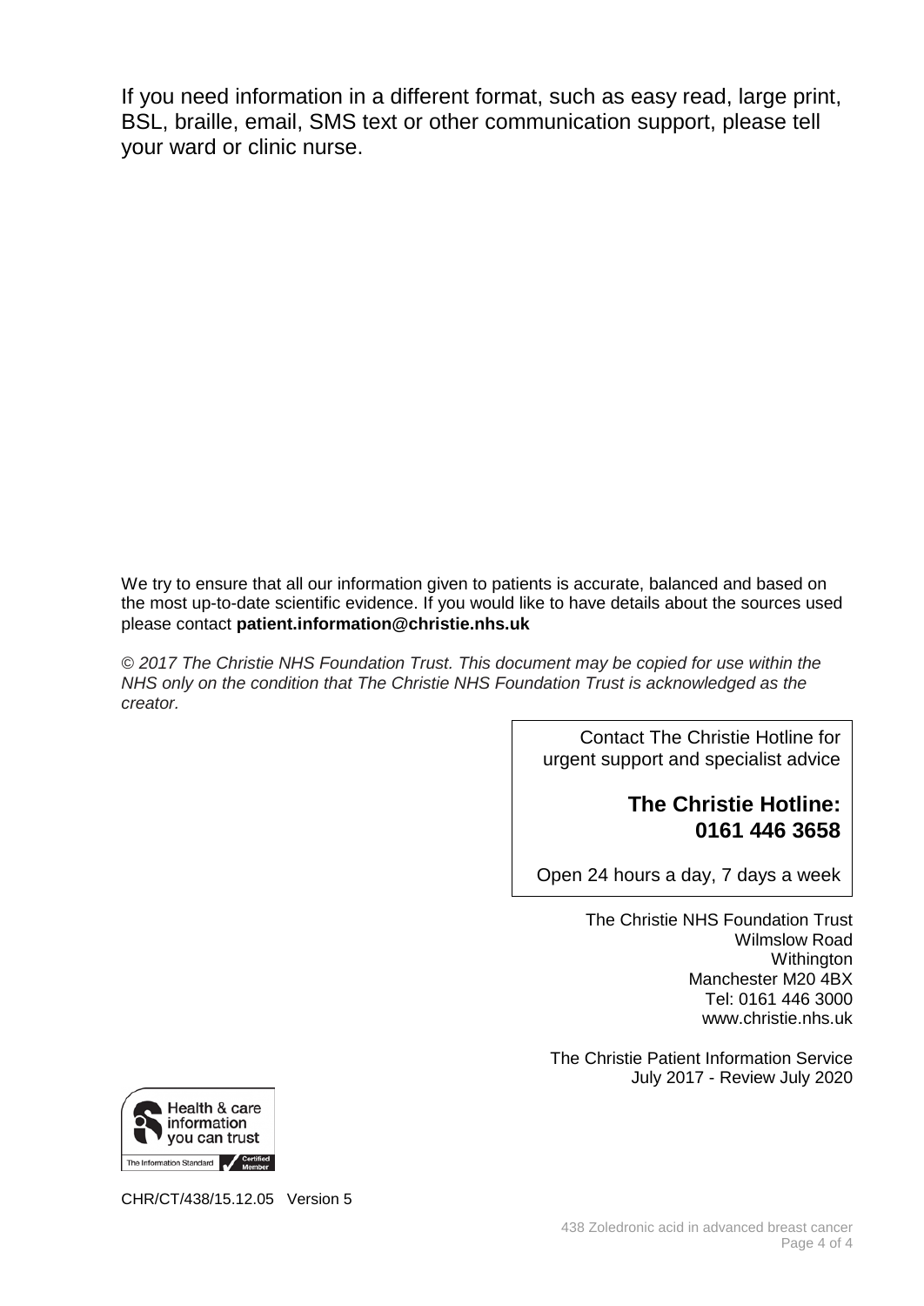If you need information in a different format, such as easy read, large print, BSL, braille, email, SMS text or other communication support, please tell your ward or clinic nurse.

We try to ensure that all our information given to patients is accurate, balanced and based on the most up-to-date scientific evidence. If you would like to have details about the sources used please contact **patient.information@christie.nhs.uk**

*© 2017 The Christie NHS Foundation Trust. This document may be copied for use within the NHS only on the condition that The Christie NHS Foundation Trust is acknowledged as the creator.*

Contact The Christie Hotline for urgent support and specialist advice

**The Christie Hotline: 0161 446 3658**

Open 24 hours a day, 7 days a week

The Christie NHS Foundation Trust
Wilmslow Road
Withington
Manchester M20 4BX
Tel: 0161 446 3000
www.christie.nhs.uk

The Christie Patient Information Service
July 2017 - Review July 2020

Health & care information you can trust
The Information Standard Certified Member

CHR/CT/438/15.12.05 Version 5

438 Zoledronic acid in advanced breast cancer